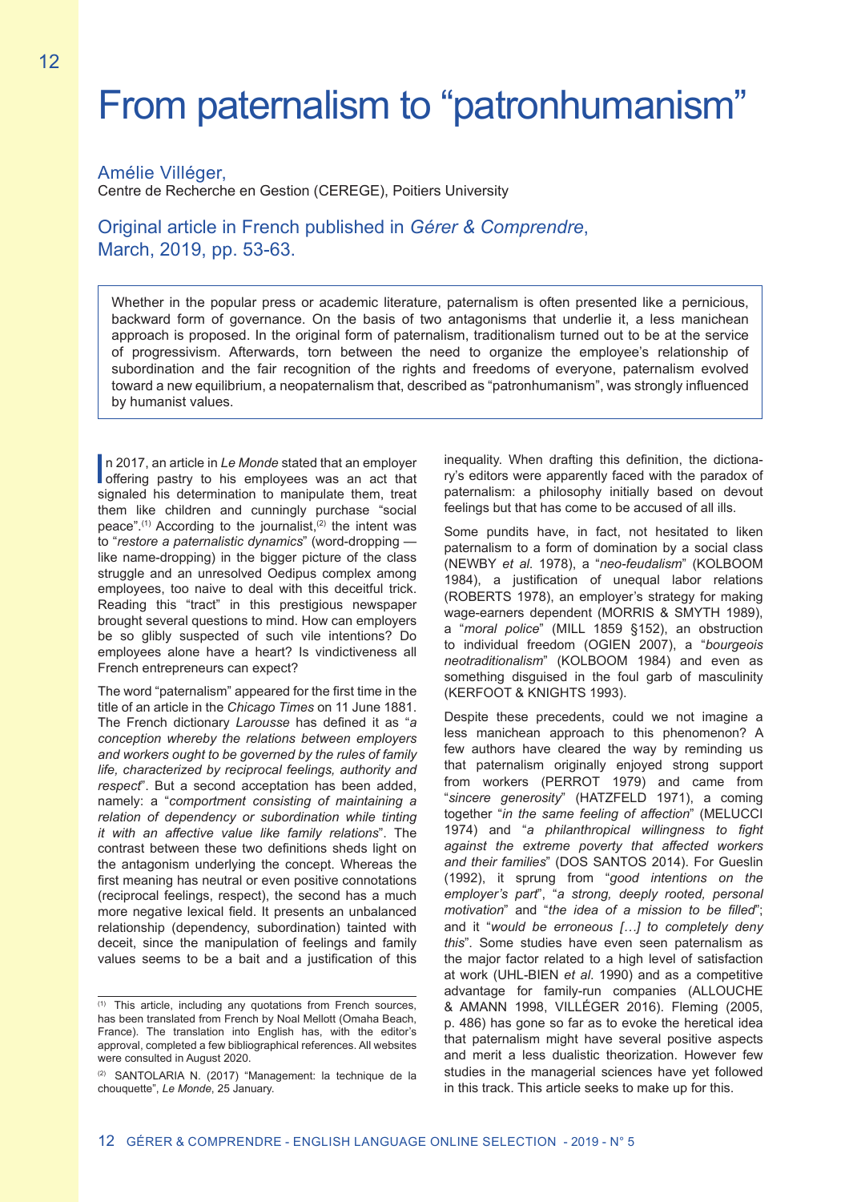# From paternalism to "patronhumanism"

Amélie Villéger,
Centre de Recherche en Gestion (CEREGE), Poitiers University

Original article in French published in *Gérer & Comprendre*, March, 2019, pp. 53-63.

> Whether in the popular press or academic literature, paternalism is often presented like a pernicious, backward form of governance. On the basis of two antagonisms that underlie it, a less manichean approach is proposed. In the original form of paternalism, traditionalism turned out to be at the service of progressivism. Afterwards, torn between the need to organize the employee's relationship of subordination and the fair recognition of the rights and freedoms of everyone, paternalism evolved toward a new equilibrium, a neopaternalism that, described as "patronhumanism", was strongly influenced by humanist values.

In 2017, an article in *Le Monde* stated that an employer offering pastry to his employees was an act that signaled his determination to manipulate them, treat them like children and cunningly purchase "social peace".[(1)] According to the journalist,[(2)] the intent was to "*restore a paternalistic dynamics*" (word-dropping — like name-dropping) in the bigger picture of the class struggle and an unresolved Oedipus complex among employees, too naive to deal with this deceitful trick. Reading this "tract" in this prestigious newspaper brought several questions to mind. How can employers be so glibly suspected of such vile intentions? Do employees alone have a heart? Is vindictiveness all French entrepreneurs can expect?

The word "paternalism" appeared for the first time in the title of an article in the *Chicago Times* on 11 June 1881. The French dictionary *Larousse* has defined it as "*a conception whereby the relations between employers and workers ought to be governed by the rules of family life, characterized by reciprocal feelings, authority and respect*". But a second acceptation has been added, namely: a "*comportment consisting of maintaining a relation of dependency or subordination while tinting it with an affective value like family relations*". The contrast between these two definitions sheds light on the antagonism underlying the concept. Whereas the first meaning has neutral or even positive connotations (reciprocal feelings, respect), the second has a much more negative lexical field. It presents an unbalanced relationship (dependency, subordination) tainted with deceit, since the manipulation of feelings and family values seems to be a bait and a justification of this inequality. When drafting this definition, the dictionary's editors were apparently faced with the paradox of paternalism: a philosophy initially based on devout feelings but that has come to be accused of all ills.

Some pundits have, in fact, not hesitated to liken paternalism to a form of domination by a social class (NEWBY *et al.* 1978), a "*neo-feudalism*" (KOLBOOM 1984), a justification of unequal labor relations (ROBERTS 1978), an employer's strategy for making wage-earners dependent (MORRIS & SMYTH 1989), a "*moral police*" (MILL 1859 §152), an obstruction to individual freedom (OGIEN 2007), a "*bourgeois neotraditionalism*" (KOLBOOM 1984) and even as something disguised in the foul garb of masculinity (KERFOOT & KNIGHTS 1993).

Despite these precedents, could we not imagine a less manichean approach to this phenomenon? A few authors have cleared the way by reminding us that paternalism originally enjoyed strong support from workers (PERROT 1979) and came from "*sincere generosity*" (HATZFELD 1971), a coming together "*in the same feeling of affection*" (MELUCCI 1974) and "*a philanthropical willingness to fight against the extreme poverty that affected workers and their families*" (DOS SANTOS 2014). For Gueslin (1992), it sprung from "*good intentions on the employer's part*", "*a strong, deeply rooted, personal motivation*" and "*the idea of a mission to be filled*"; and it "*would be erroneous […] to completely deny this*". Some studies have even seen paternalism as the major factor related to a high level of satisfaction at work (UHL-BIEN *et al.* 1990) and as a competitive advantage for family-run companies (ALLOUCHE & AMANN 1998, VILLÉGER 2016). Fleming (2005, p. 486) has gone so far as to evoke the heretical idea that paternalism might have several positive aspects and merit a less dualistic theorization. However few studies in the managerial sciences have yet followed in this track. This article seeks to make up for this.

---

(1) This article, including any quotations from French sources, has been translated from French by Noal Mellott (Omaha Beach, France). The translation into English has, with the editor's approval, completed a few bibliographical references. All websites were consulted in August 2020.

(2) SANTOLARIA N. (2017) "Management: la technique de la chouquette", *Le Monde*, 25 January.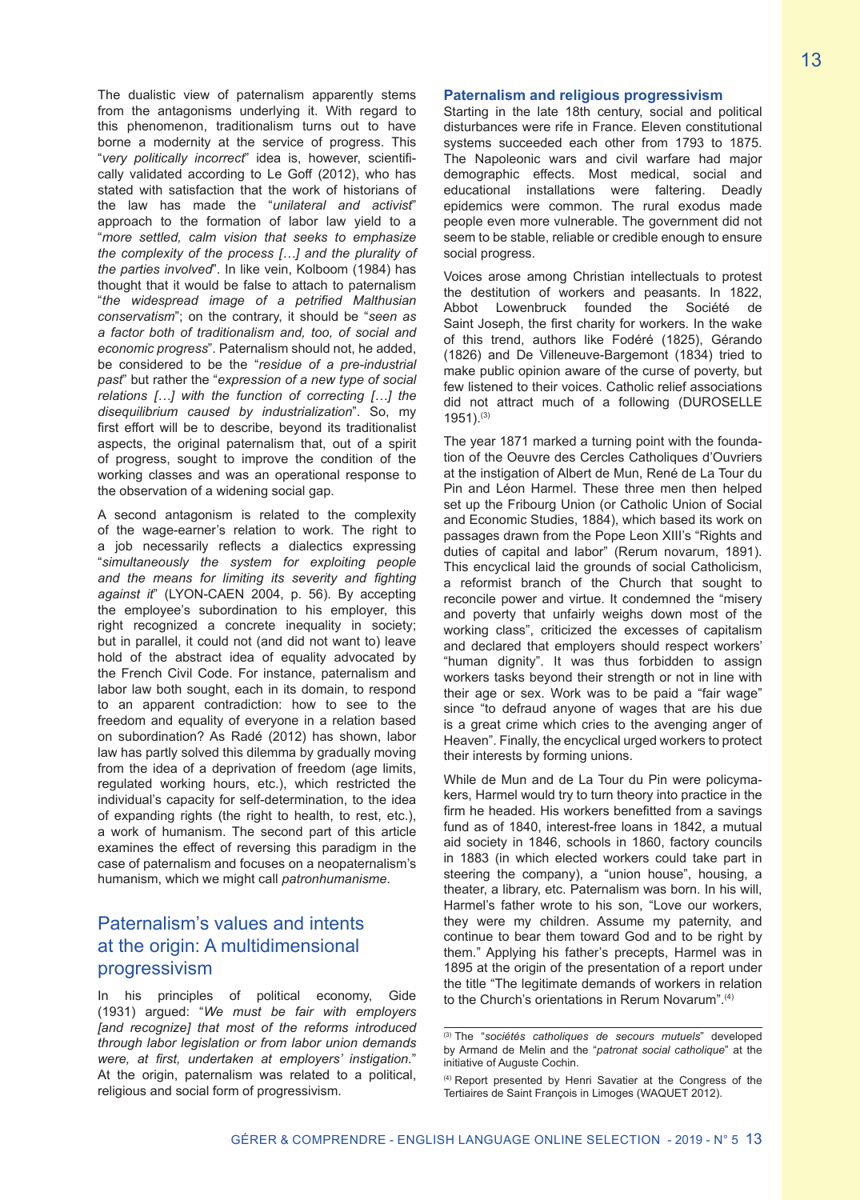The dualistic view of paternalism apparently stems from the antagonisms underlying it. With regard to this phenomenon, traditionalism turns out to have borne a modernity in the service of progress. This "*very politically incorrect*" idea is, however, scientifically validated according to Le Goff (2012), who has stated with satisfaction that the work of historians of the law has made the "*unilateral and activist*" approach to the formation of labor law yield to a "*more settled, calm vision that seeks to emphasize the complexity of the process […] and the plurality of the parties involved*". In like vein, Kolboom (1984) has thought that it would be false to attach to paternalism "*the widespread image of a petrified Malthusian conservatism*"; on the contrary, it should be "*seen as a factor both of traditionalism and, too, of social and economic progress*". Paternalism should not, he added, be considered to be the "*residue of a pre-industrial past*" but rather the "*expression of a new type of social relations […] with the function of correcting […] the disequilibrium caused by industrialization*". So, my first effort will be to describe, beyond its traditionalist aspects, the original paternalism that, out of a spirit of progress, sought to improve the condition of the working classes and was an operational response to the observation of a widening social gap.

A second antagonism is related to the complexity of the wage-earner's relation to work. The right to a job necessarily reflects a dialectics expressing "*simultaneously the system for exploiting people and the means for limiting its severity and fighting against it*" (LYON-CAEN 2004, p. 56). By accepting the employee's subordination to his employer, this right recognized a concrete inequality in society; but in parallel, it could not (and did not want to) leave hold of the abstract idea of equality advocated by the French Civil Code. For instance, paternalism and labor law both sought, each in its domain, to respond to an apparent contradiction: how to see to the freedom and equality of everyone in a relation based on subordination? As Radé (2012) has shown, labor law has partly solved this dilemma by gradually moving from the idea of a deprivation of freedom (age limits, regulated working hours, etc.), which restricted the individual's capacity for self-determination, to the idea of expanding rights (the right to health, to rest, etc.), a work of humanism. The second part of this article examines the effect of reversing this paradigm in the case of paternalism and focuses on a neopaternalism's humanism, which we might call *patronhumanisme*.

## Paternalism's values and intents at the origin: A multidimensional progressivism

In his principles of political economy, Gide (1931) argued: "*We must be fair with employers [and recognize] that most of the reforms introduced through labor legislation or from labor union demands were, at first, undertaken at employers' instigation.*" At the origin, paternalism was related to a political, religious and social form of progressivism.

### Paternalism and religious progressivism

Starting in the late 18th century, social and political disturbances were rife in France. Eleven constitutional systems succeeded each other from 1793 to 1875. The Napoleonic wars and civil warfare had major demographic effects. Most medical, social and educational installations were faltering. Deadly epidemics were common. The rural exodus made people even more vulnerable. The government did not seem to be stable, reliable or credible enough to ensure social progress.

Voices arose among Christian intellectuals to protest the destitution of workers and peasants. In 1822, Abbot Lowenbruck founded the Société de Saint Joseph, the first charity for workers. In the wake of this trend, authors like Fodéré (1825), Gérando (1826) and De Villeneuve-Bargemont (1834) tried to make public opinion aware of the curse of poverty, but few listened to their voices. Catholic relief associations did not attract much of a following (DUROSELLE 1951).[3]

The year 1871 marked a turning point with the foundation of the Oeuvre des Cercles Catholiques d'Ouvriers at the instigation of Albert de Mun, René de La Tour du Pin and Léon Harmel. These three men then helped set up the Fribourg Union (or Catholic Union of Social and Economic Studies, 1884), which based its work on passages drawn from the Pope Leon XIII's "Rights and duties of capital and labor" (Rerum novarum, 1891). This encyclical laid the grounds of social Catholicism, a reformist branch of the Church that sought to reconcile power and virtue. It condemned the "misery and poverty that unfairly weighs down most of the working class", criticized the excesses of capitalism and declared that employers should respect workers' "human dignity". It was thus forbidden to assign workers tasks beyond their strength or not in line with their age or sex. Work was to be paid a "fair wage" since "to defraud anyone of wages that are his due is a great crime which cries to the avenging anger of Heaven". Finally, the encyclical urged workers to protect their interests by forming unions.

While de Mun and de La Tour du Pin were policymakers, Harmel would try to turn theory into practice in the firm he headed. His workers benefitted from a savings fund as of 1840, interest-free loans in 1842, a mutual aid society in 1846, schools in 1860, factory councils in 1883 (in which elected workers could take part in steering the company), a "union house", housing, a theater, a library, etc. Paternalism was born. In his will, Harmel's father wrote to his son, "Love our workers, they were my children. Assume my paternity, and continue to bear them toward God and to be right by them." Applying his father's precepts, Harmel was in 1895 at the origin of the presentation of a report under the title "The legitimate demands of workers in relation to the Church's orientations in Rerum Novarum".[4]

---

[3] The "*sociétés catholiques de secours mutuels*" developed by Armand de Melin and the "*patronat social catholique*" at the initiative of Auguste Cochin.

[4] Report presented by Henri Savatier at the Congress of the Tertiaires de Saint François in Limoges (WAQUET 2012).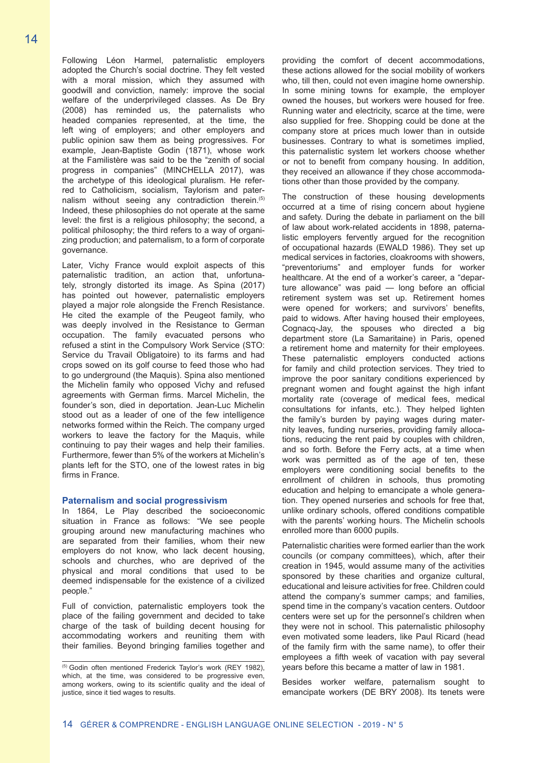Following Léon Harmel, paternalistic employers adopted the Church's social doctrine. They felt vested with a moral mission, which they assumed with goodwill and conviction, namely: improve the social welfare of the underprivileged classes. As De Bry (2008) has reminded us, the paternalists who headed companies represented, at the time, the left wing of employers; and other employers and public opinion saw them as being progressives. For example, Jean-Baptiste Godin (1871), whose work at the Familistère was said to be the "zenith of social progress in companies" (MINCHELLA 2017), was the archetype of this ideological pluralism. He referred to Catholicism, socialism, Taylorism and paternalism without seeing any contradiction therein.[5] Indeed, these philosophies do not operate at the same level: the first is a religious philosophy; the second, a political philosophy; the third refers to a way of organizing production; and paternalism, to a form of corporate governance.

Later, Vichy France would exploit aspects of this paternalistic tradition, an action that, unfortunately, strongly distorted its image. As Spina (2017) has pointed out however, paternalistic employers played a major role alongside the French Resistance. He cited the example of the Peugeot family, who was deeply involved in the Resistance to German occupation. The family evacuated persons who refused a stint in the Compulsory Work Service (STO: Service du Travail Obligatoire) to its farms and had crops sowed on its golf course to feed those who had to go underground (the Maquis). Spina also mentioned the Michelin family who opposed Vichy and refused agreements with German firms. Marcel Michelin, the founder's son, died in deportation. Jean-Luc Michelin stood out as a leader of one of the few intelligence networks formed within the Reich. The company urged workers to leave the factory for the Maquis, while continuing to pay their wages and help their families. Furthermore, fewer than 5% of the workers at Michelin's plants left for the STO, one of the lowest rates in big firms in France.

## Paternalism and social progressivism

In 1864, Le Play described the socioeconomic situation in France as follows: "We see people grouping around new manufacturing machines who are separated from their families, whom their new employers do not know, who lack decent housing, schools and churches, who are deprived of the physical and moral conditions that used to be deemed indispensable for the existence of a civilized people."

Full of conviction, paternalistic employers took the place of the failing government and decided to take charge of the task of building decent housing for accommodating workers and reuniting them with their families. Beyond bringing families together and providing the comfort of decent accommodations, these actions allowed for the social mobility of workers who, till then, could not even imagine home ownership. In some mining towns for example, the employer owned the houses, but workers were housed for free. Running water and electricity, scarce at the time, were also supplied for free. Shopping could be done at the company store at prices much lower than in outside businesses. Contrary to what is sometimes implied, this paternalistic system let workers choose whether or not to benefit from company housing. In addition, they received an allowance if they chose accommodations other than those provided by the company.

The construction of these housing developments occurred at a time of rising concern about hygiene and safety. During the debate in parliament on the bill of law about work-related accidents in 1898, paternalistic employers fervently argued for the recognition of occupational hazards (EWALD 1986). They set up medical services in factories, cloakrooms with showers, "preventoriums" and employer funds for worker healthcare. At the end of a worker's career, a "departure allowance" was paid — long before an official retirement system was set up. Retirement homes were opened for workers; and survivors' benefits, paid to widows. After having housed their employees, Cognacq-Jay, the spouses who directed a big department store (La Samaritaine) in Paris, opened a retirement home and maternity for their employees. These paternalistic employers conducted actions for family and child protection services. They tried to improve the poor sanitary conditions experienced by pregnant women and fought against the high infant mortality rate (coverage of medical fees, medical consultations for infants, etc.). They helped lighten the family's burden by paying wages during maternity leaves, funding nurseries, providing family allocations, reducing the rent paid by couples with children, and so forth. Before the Ferry acts, at a time when work was permitted as of the age of ten, these employers were conditioning social benefits to the enrollment of children in schools, thus promoting education and helping to emancipate a whole generation. They opened nurseries and schools for free that, unlike ordinary schools, offered conditions compatible with the parents' working hours. The Michelin schools enrolled more than 6000 pupils.

Paternalistic charities were formed earlier than the work councils (or company committees), which, after their creation in 1945, would assume many of the activities sponsored by these charities and organize cultural, educational and leisure activities for free. Children could attend the company's summer camps; and families, spend time in the company's vacation centers. Outdoor centers were set up for the personnel's children when they were not in school. This paternalistic philosophy even motivated some leaders, like Paul Ricard (head of the family firm with the same name), to offer their employees a fifth week of vacation with pay several years before this became a matter of law in 1981.

Besides worker welfare, paternalism sought to emancipate workers (DE BRY 2008). Its tenets were

---

[5] Godin often mentioned Frederick Taylor's work (REY 1982), which, at the time, was considered to be progressive even, among workers, owing to its scientific quality and the ideal of justice, since it tied wages to results.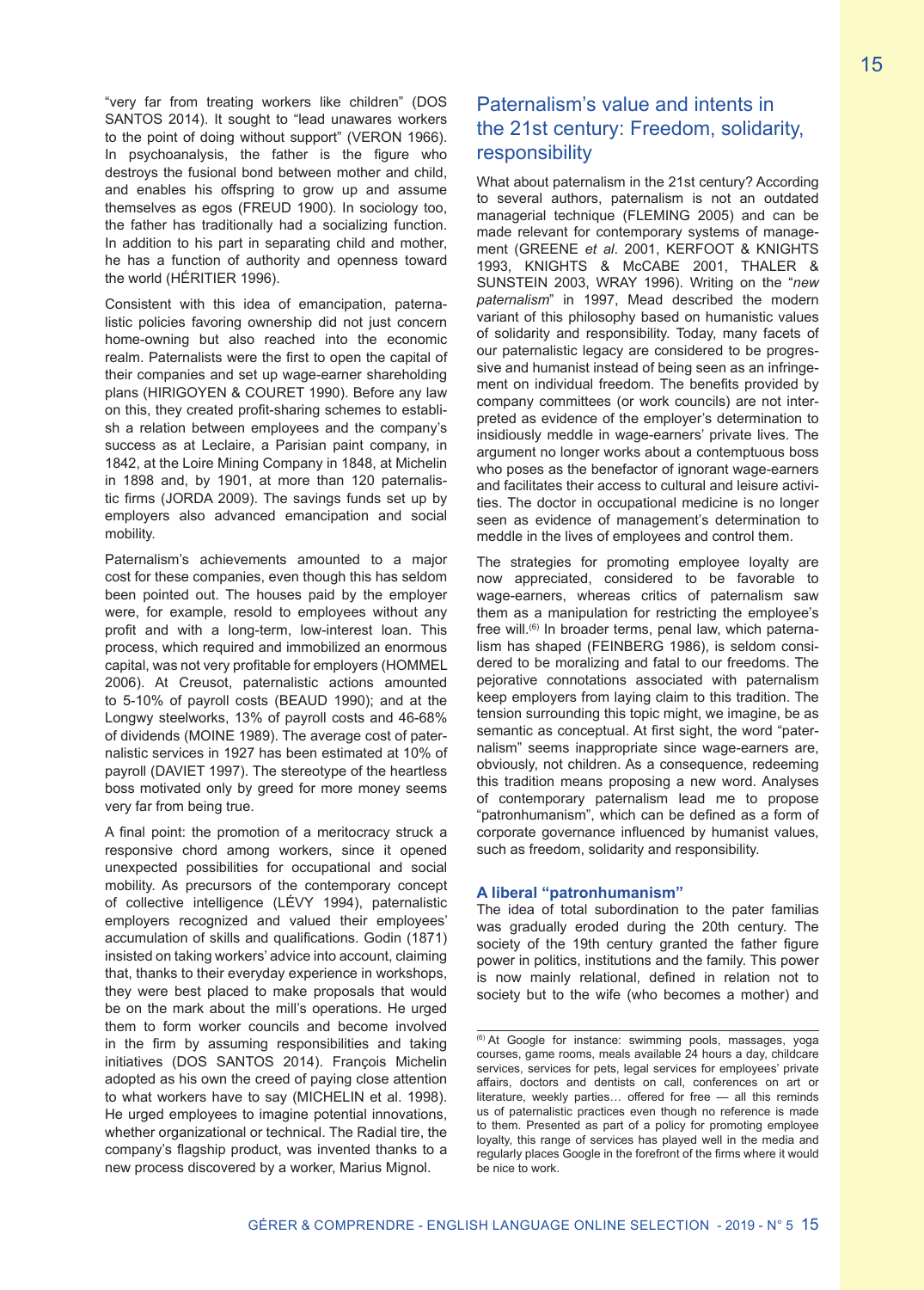"very far from treating workers like children" (DOS SANTOS 2014). It sought to "lead unawares workers to the point of doing without support" (VERON 1966). In psychoanalysis, the father is the figure who destroys the fusional bond between mother and child, and enables his offspring to grow up and assume themselves as egos (FREUD 1900). In sociology too, the father has traditionally had a socializing function. In addition to his part in separating child and mother, he has a function of authority and openness toward the world (HÉRITIER 1996).

Consistent with this idea of emancipation, paternalistic policies favoring ownership did not just concern home-owning but also reached into the economic realm. Paternalists were the first to open the capital of their companies and set up wage-earner shareholding plans (HIRIGOYEN & COURET 1990). Before any law on this, they created profit-sharing schemes to establish a relation between employees and the company's success as at Leclaire, a Parisian paint company, in 1842, at the Loire Mining Company in 1848, at Michelin in 1898 and, by 1901, at more than 120 paternalistic firms (JORDA 2009). The savings funds set up by employers also advanced emancipation and social mobility.

Paternalism's achievements amounted to a major cost for these companies, even though this has seldom been pointed out. The houses paid by the employer were, for example, resold to employees without any profit and with a long-term, low-interest loan. This process, which required and immobilized an enormous capital, was not very profitable for employers (HOMMEL 2006). At Creusot, paternalistic actions amounted to 5-10% of payroll costs (BEAUD 1990); and at the Longwy steelworks, 13% of payroll costs and 46-68% of dividends (MOINE 1989). The average cost of paternalistic services in 1927 has been estimated at 10% of payroll (DAVIET 1997). The stereotype of the heartless boss motivated only by greed for more money seems very far from being true.

A final point: the promotion of a meritocracy struck a responsive chord among workers, since it opened unexpected possibilities for occupational and social mobility. As precursors of the contemporary concept of collective intelligence (LÉVY 1994), paternalistic employers recognized and valued their employees' accumulation of skills and qualifications. Godin (1871) insisted on taking workers' advice into account, claiming that, thanks to their everyday experience in workshops, they were best placed to make proposals that would be on the mark about the mill's operations. He urged them to form worker councils and become involved in the firm by assuming responsibilities and taking initiatives (DOS SANTOS 2014). François Michelin adopted as his own the creed of paying close attention to what workers have to say (MICHELIN et al. 1998). He urged employees to imagine potential innovations, whether organizational or technical. The Radial tire, the company's flagship product, was invented thanks to a new process discovered by a worker, Marius Mignol.

## Paternalism's value and intents in the 21st century: Freedom, solidarity, responsibility

What about paternalism in the 21st century? According to several authors, paternalism is not an outdated managerial technique (FLEMING 2005) and can be made relevant for contemporary systems of management (GREENE *et al*. 2001, KERFOOT & KNIGHTS 1993, KNIGHTS & McCABE 2001, THALER & SUNSTEIN 2003, WRAY 1996). Writing on the "*new paternalism*" in 1997, Mead described the modern variant of this philosophy based on humanistic values of solidarity and responsibility. Today, many facets of our paternalistic legacy are considered to be progressive and humanist instead of being seen as an infringement on individual freedom. The benefits provided by company committees (or work councils) are not interpreted as evidence of the employer's determination to insidiously meddle in wage-earners' private lives. The argument no longer works about a contemptuous boss who poses as the benefactor of ignorant wage-earners and facilitates their access to cultural and leisure activities. The doctor in occupational medicine is no longer seen as evidence of management's determination to meddle in the lives of employees and control them.

The strategies for promoting employee loyalty are now appreciated, considered to be favorable to wage-earners, whereas critics of paternalism saw them as a manipulation for restricting the employee's free will.[6] In broader terms, penal law, which paternalism has shaped (FEINBERG 1986), is seldom considered to be moralizing and fatal to our freedoms. The pejorative connotations associated with paternalism keep employers from laying claim to this tradition. The tension surrounding this topic might, we imagine, be as semantic as conceptual. At first sight, the word "paternalism" seems inappropriate since wage-earners are, obviously, not children. As a consequence, redeeming this tradition means proposing a new word. Analyses of contemporary paternalism lead me to propose "patronhumanism", which can be defined as a form of corporate governance influenced by humanist values, such as freedom, solidarity and responsibility.

### A liberal "patronhumanism"

The idea of total subordination to the pater familias was gradually eroded during the 20th century. The society of the 19th century granted the father figure power in politics, institutions and the family. This power is now mainly relational, defined in relation not to society but to the wife (who becomes a mother) and

[6] At Google for instance: swimming pools, massages, yoga courses, game rooms, meals available 24 hours a day, childcare services, services for pets, legal services for employees' private affairs, doctors and dentists on call, conferences on art or literature, weekly parties… offered for free — all this reminds us of paternalistic practices even though no reference is made to them. Presented as part of a policy for promoting employee loyalty, this range of services has played well in the media and regularly places Google in the forefront of the firms where it would be nice to work.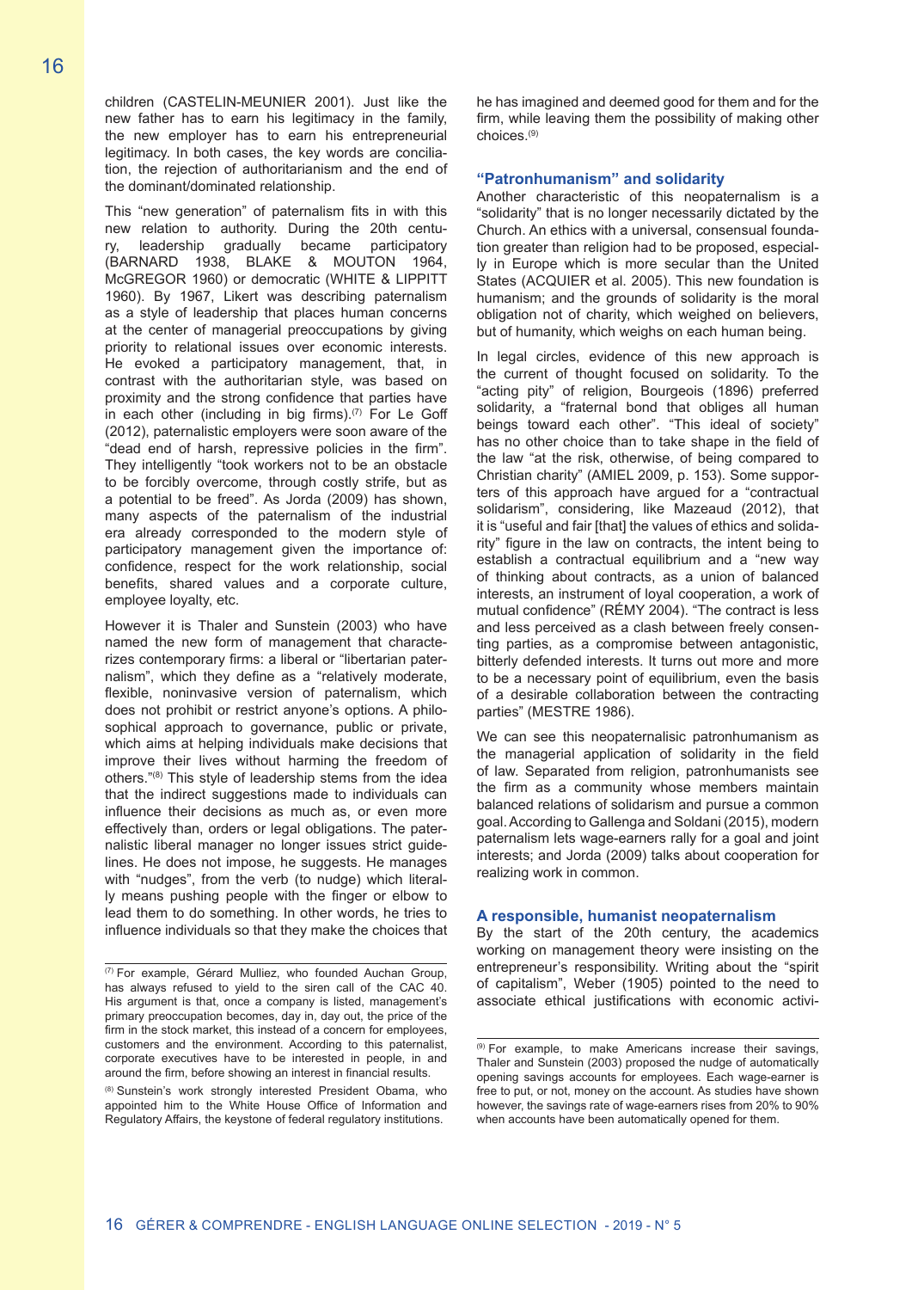children (CASTELIN-MEUNIER 2001). Just like the new father has to earn his legitimacy in the family, the new employer has to earn his entrepreneurial legitimacy. In both cases, the key words are conciliation, the rejection of authoritarianism and the end of the dominant/dominated relationship.

This "new generation" of paternalism fits in with this new relation to authority. During the 20th century, leadership gradually became participatory (BARNARD 1938, BLAKE & MOUTON 1964, McGREGOR 1960) or democratic (WHITE & LIPPITT 1960). By 1967, Likert was describing paternalism as a style of leadership that places human concerns at the center of managerial preoccupations by giving priority to relational issues over economic interests. He evoked a participatory management, that, in contrast with the authoritarian style, was based on proximity and the strong confidence that parties have in each other (including in big firms).[7] For Le Goff (2012), paternalistic employers were soon aware of the "dead end of harsh, repressive policies in the firm". They intelligently "took workers not to be an obstacle to be forcibly overcome, through costly strife, but as a potential to be freed". As Jorda (2009) has shown, many aspects of the paternalism of the industrial era already corresponded to the modern style of participatory management given the importance of: confidence, respect for the work relationship, social benefits, shared values and a corporate culture, employee loyalty, etc.

However it is Thaler and Sunstein (2003) who have named the new form of management that characterizes contemporary firms: a liberal or "libertarian paternalism", which they define as a "relatively moderate, flexible, noninvasive version of paternalism, which does not prohibit or restrict anyone's options. A philosophical approach to governance, public or private, which aims at helping individuals make decisions that improve their lives without harming the freedom of others."[8] This style of leadership stems from the idea that the indirect suggestions made to individuals can influence their decisions as much as, or even more effectively than, orders or legal obligations. The paternalistic liberal manager no longer issues strict guidelines. He does not impose, he suggests. He manages with "nudges", from the verb (to nudge) which literally means pushing people with the finger or elbow to lead them to do something. In other words, he tries to influence individuals so that they make the choices that he has imagined and deemed good for them and for the firm, while leaving them the possibility of making other choices.[9]

## "Patronhumanism" and solidarity

Another characteristic of this neopaternalism is a "solidarity" that is no longer necessarily dictated by the Church. An ethics with a universal, consensual foundation greater than religion had to be proposed, especially in Europe which is more secular than the United States (ACQUIER et al. 2005). This new foundation is humanism; and the grounds of solidarity is the moral obligation not of charity, which weighed on believers, but of humanity, which weighs on each human being.

In legal circles, evidence of this new approach is the current of thought focused on solidarity. To the "acting pity" of religion, Bourgeois (1896) preferred solidarity, a "fraternal bond that obliges all human beings toward each other". "This ideal of society" has no other choice than to take shape in the field of the law "at the risk, otherwise, of being compared to Christian charity" (AMIEL 2009, p. 153). Some supporters of this approach have argued for a "contractual solidarism", considering, like Mazeaud (2012), that it is "useful and fair [that] the values of ethics and solidarity" figure in the law on contracts, the intent being to establish a contractual equilibrium and a "new way of thinking about contracts, as a union of balanced interests, an instrument of loyal cooperation, a work of mutual confidence" (RÉMY 2004). "The contract is less and less perceived as a clash between freely consenting parties, as a compromise between antagonistic, bitterly defended interests. It turns out more and more to be a necessary point of equilibrium, even the basis of a desirable collaboration between the contracting parties" (MESTRE 1986).

We can see this neopaternalisic patronhumanism as the managerial application of solidarity in the field of law. Separated from religion, patronhumanists see the firm as a community whose members maintain balanced relations of solidarism and pursue a common goal. According to Gallenga and Soldani (2015), modern paternalism lets wage-earners rally for a goal and joint interests; and Jorda (2009) talks about cooperation for realizing work in common.

## A responsible, humanist neopaternalism

By the start of the 20th century, the academics working on management theory were insisting on the entrepreneur's responsibility. Writing about the "spirit of capitalism", Weber (1905) pointed to the need to associate ethical justifications with economic activi-

---

[7] For example, Gérard Mulliez, who founded Auchan Group, has always refused to yield to the siren call of the CAC 40. His argument is that, once a company is listed, management's primary preoccupation becomes, day in, day out, the price of the firm in the stock market, this instead of a concern for employees, customers and the environment. According to this paternalist, corporate executives have to be interested in people, in and around the firm, before showing an interest in financial results.

[8] Sunstein's work strongly interested President Obama, who appointed him to the White House Office of Information and Regulatory Affairs, the keystone of federal regulatory institutions.

[9] For example, to make Americans increase their savings, Thaler and Sunstein (2003) proposed the nudge of automatically opening savings accounts for employees. Each wage-earner is free to put, or not, money on the account. As studies have shown however, the savings rate of wage-earners rises from 20% to 90% when accounts have been automatically opened for them.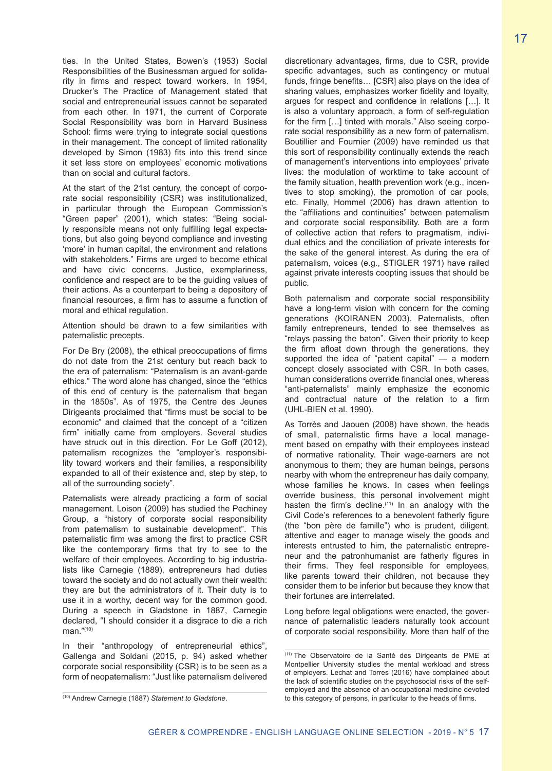ties. In the United States, Bowen's (1953) Social Responsibilities of the Businessman argued for solidarity in firms and respect toward workers. In 1954, Drucker's The Practice of Management stated that social and entrepreneurial issues cannot be separated from each other. In 1971, the current of Corporate Social Responsibility was born in Harvard Business School: firms were trying to integrate social questions in their management. The concept of limited rationality developed by Simon (1983) fits into this trend since it set less store on employees' economic motivations than on social and cultural factors.

At the start of the 21st century, the concept of corporate social responsibility (CSR) was institutionalized, in particular through the European Commission's "Green paper" (2001), which states: "Being socially responsible means not only fulfilling legal expectations, but also going beyond compliance and investing 'more' in human capital, the environment and relations with stakeholders." Firms are urged to become ethical and have civic concerns. Justice, exemplariness, confidence and respect are to be the guiding values of their actions. As a counterpart to being a depository of financial resources, a firm has to assume a function of moral and ethical regulation.

Attention should be drawn to a few similarities with paternalistic precepts.

For De Bry (2008), the ethical preoccupations of firms do not date from the 21st century but reach back to the era of paternalism: "Paternalism is an avant-garde ethics." The word alone has changed, since the "ethics of this end of century is the paternalism that began in the 1850s". As of 1975, the Centre des Jeunes Dirigeants proclaimed that "firms must be social to be economic" and claimed that the concept of a "citizen firm" initially came from employers. Several studies have struck out in this direction. For Le Goff (2012), paternalism recognizes the "employer's responsibility toward workers and their families, a responsibility expanded to all of their existence and, step by step, to all of the surrounding society".

Paternalists were already practicing a form of social management. Loison (2009) has studied the Pechiney Group, a "history of corporate social responsibility from paternalism to sustainable development". This paternalistic firm was among the first to practice CSR like the contemporary firms that try to see to the welfare of their employees. According to big industrialists like Carnegie (1889), entrepreneurs had duties toward the society and do not actually own their wealth: they are but the administrators of it. Their duty is to use it in a worthy, decent way for the common good. During a speech in Gladstone in 1887, Carnegie declared, "I should consider it a disgrace to die a rich man."[10]

In their "anthropology of entrepreneurial ethics", Gallenga and Soldani (2015, p. 94) asked whether corporate social responsibility (CSR) is to be seen as a form of neopaternalism: "Just like paternalism delivered discretionary advantages, firms, due to CSR, provide specific advantages, such as contingency or mutual funds, fringe benefits… [CSR] also plays on the idea of sharing values, emphasizes worker fidelity and loyalty, argues for respect and confidence in relations […]. It is also a voluntary approach, a form of self-regulation for the firm […] tinted with morals." Also seeing corporate social responsibility as a new form of paternalism, Boutillier and Fournier (2009) have reminded us that this sort of responsibility continually extends the reach of management's interventions into employees' private lives: the modulation of worktime to take account of the family situation, health prevention work (e.g., incentives to stop smoking), the promotion of car pools, etc. Finally, Hommel (2006) has drawn attention to the "affiliations and continuities" between paternalism and corporate social responsibility. Both are a form of collective action that refers to pragmatism, individual ethics and the conciliation of private interests for the sake of the general interest. As during the era of paternalism, voices (e.g., STIGLER 1971) have railed against private interests coopting issues that should be public.

Both paternalism and corporate social responsibility have a long-term vision with concern for the coming generations (KOIRANEN 2003). Paternalists, often family entrepreneurs, tended to see themselves as "relays passing the baton". Given their priority to keep the firm afloat down through the generations, they supported the idea of "patient capital" — a modern concept closely associated with CSR. In both cases, human considerations override financial ones, whereas "anti-paternalists" mainly emphasize the economic and contractual nature of the relation to a firm (UHL-BIEN et al. 1990).

As Torrès and Jaouen (2008) have shown, the heads of small, paternalistic firms have a local management based on empathy with their employees instead of normative rationality. Their wage-earners are not anonymous to them; they are human beings, persons nearby with whom the entrepreneur has daily company, whose families he knows. In cases when feelings override business, this personal involvement might hasten the firm's decline.[11] In an analogy with the Civil Code's references to a benevolent fatherly figure (the "bon père de famille") who is prudent, diligent, attentive and eager to manage wisely the goods and interests entrusted to him, the paternalistic entrepreneur and the patronhumanist are fatherly figures in their firms. They feel responsible for employees, like parents toward their children, not because they consider them to be inferior but because they know that their fortunes are interrelated.

Long before legal obligations were enacted, the governance of paternalistic leaders naturally took account of corporate social responsibility. More than half of the

---

[10] Andrew Carnegie (1887) *Statement to Gladstone*.

[11] The Observatoire de la Santé des Dirigeants de PME at Montpellier University studies the mental workload and stress of employers. Lechat and Torres (2016) have complained about the lack of scientific studies on the psychosocial risks of the self-employed and the absence of an occupational medicine devoted to this category of persons, in particular to the heads of firms.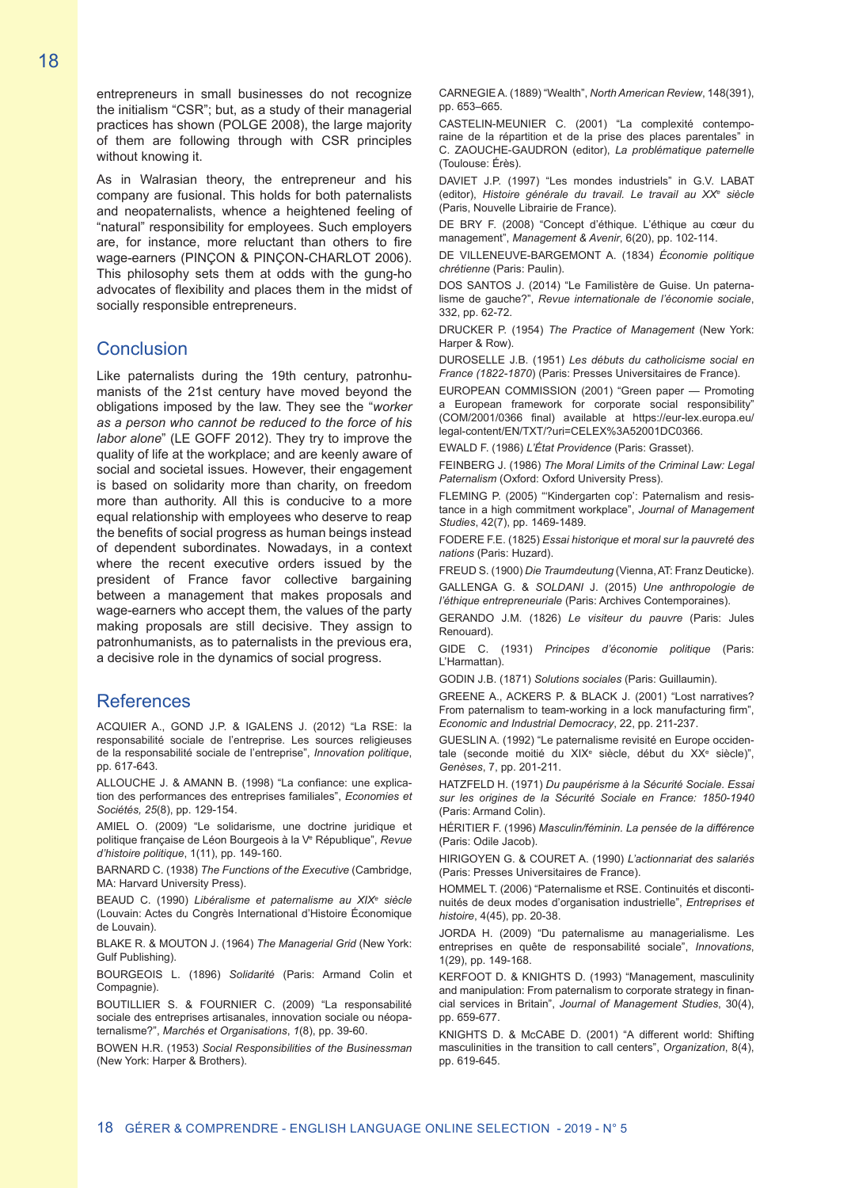entrepreneurs in small businesses do not recognize the initialism "CSR"; but, as a study of their managerial practices has shown (POLGE 2008), the large majority of them are following through with CSR principles without knowing it.

As in Walrasian theory, the entrepreneur and his company are fusional. This holds for both paternalists and neopaternalists, whence a heightened feeling of "natural" responsibility for employees. Such employers are, for instance, more reluctant than others to fire wage-earners (PINÇON & PINÇON-CHARLOT 2006). This philosophy sets them at odds with the gung-ho advocates of flexibility and places them in the midst of socially responsible entrepreneurs.

## Conclusion

Like paternalists during the 19th century, patronhumanists of the 21st century have moved beyond the obligations imposed by the law. They see the "*worker as a person who cannot be reduced to the force of his labor alone*" (LE GOFF 2012). They try to improve the quality of life at the workplace; and are keenly aware of social and societal issues. However, their engagement is based on solidarity more than charity, on freedom more than authority. All this is conducive to a more equal relationship with employees who deserve to reap the benefits of social progress as human beings instead of dependent subordinates. Nowadays, in a context where the recent executive orders issued by the president of France favor collective bargaining between a management that makes proposals and wage-earners who accept them, the values of the party making proposals are still decisive. They assign to patronhumanists, as to paternalists in the previous era, a decisive role in the dynamics of social progress.

## References

ACQUIER A., GOND J.P. & IGALENS J. (2012) "La RSE: la responsabilité sociale de l'entreprise. Les sources religieuses de la responsabilité sociale de l'entreprise", *Innovation politique*, pp. 617-643.

ALLOUCHE J. & AMANN B. (1998) "La confiance: une explication des performances des entreprises familiales", *Economies et Sociétés, 25*(8), pp. 129-154.

AMIEL O. (2009) "Le solidarisme, une doctrine juridique et politique française de Léon Bourgeois à la Ve République", *Revue d'histoire politique*, 1(11), pp. 149-160.

BARNARD C. (1938) *The Functions of the Executive* (Cambridge, MA: Harvard University Press).

BEAUD C. (1990) *Libéralisme et paternalisme au XIXe siècle* (Louvain: Actes du Congrès International d'Histoire Économique de Louvain).

BLAKE R. & MOUTON J. (1964) *The Managerial Grid* (New York: Gulf Publishing).

BOURGEOIS L. (1896) *Solidarité* (Paris: Armand Colin et Compagnie).

BOUTILLIER S. & FOURNIER C. (2009) "La responsabilité sociale des entreprises artisanales, innovation sociale ou néopaternalisme?", *Marchés et Organisations*, *1*(8), pp. 39-60.

BOWEN H.R. (1953) *Social Responsibilities of the Businessman* (New York: Harper & Brothers).

CARNEGIE A. (1889) "Wealth", *North American Review*, 148(391), pp. 653–665.

CASTELIN-MEUNIER C. (2001) "La complexité contemporaine de la répartition et de la prise des places parentales" in C. ZAOUCHE-GAUDRON (editor), *La problématique paternelle* (Toulouse: Érès).

DAVIET J.P. (1997) "Les mondes industriels" in G.V. LABAT (editor), *Histoire générale du travail. Le travail au XXe siècle* (Paris, Nouvelle Librairie de France).

DE BRY F. (2008) "Concept d'éthique. L'éthique au cœur du management", *Management & Avenir*, 6(20), pp. 102-114.

DE VILLENEUVE-BARGEMONT A. (1834) *Économie politique chrétienne* (Paris: Paulin).

DOS SANTOS J. (2014) "Le Familistère de Guise. Un paternalisme de gauche?", *Revue internationale de l'économie sociale*, 332, pp. 62-72.

DRUCKER P. (1954) *The Practice of Management* (New York: Harper & Row).

DUROSELLE J.B. (1951) *Les débuts du catholicisme social en France (1822-1870*) (Paris: Presses Universitaires de France).

EUROPEAN COMMISSION (2001) "Green paper — Promoting a European framework for corporate social responsibility" (COM/2001/0366 final) available at https://eur-lex.europa.eu/legal-content/EN/TXT/?uri=CELEX%3A52001DC0366.

EWALD F. (1986) *L'État Providence* (Paris: Grasset).

FEINBERG J. (1986) *The Moral Limits of the Criminal Law: Legal Paternalism* (Oxford: Oxford University Press).

FLEMING P. (2005) "'Kindergarten cop': Paternalism and resistance in a high commitment workplace", *Journal of Management Studies*, 42(7), pp. 1469-1489.

FODERE F.E. (1825) *Essai historique et moral sur la pauvreté des nations* (Paris: Huzard).

FREUD S. (1900) *Die Traumdeutung* (Vienna, AT: Franz Deuticke).

GALLENGA G. & *SOLDANI* J. (2015) *Une anthropologie de l'éthique entrepreneuriale* (Paris: Archives Contemporaines).

GERANDO J.M. (1826) *Le visiteur du pauvre* (Paris: Jules Renouard).

GIDE C. (1931) *Principes d'économie politique* (Paris: L'Harmattan).

GODIN J.B. (1871) *Solutions sociales* (Paris: Guillaumin).

GREENE A., ACKERS P. & BLACK J. (2001) "Lost narratives? From paternalism to team-working in a lock manufacturing firm", *Economic and Industrial Democracy*, 22, pp. 211-237.

GUESLIN A. (1992) "Le paternalisme revisité en Europe occidentale (seconde moitié du XIXe siècle, début du XXe siècle)", *Genèses*, 7, pp. 201-211.

HATZFELD H. (1971) *Du paupérisme à la Sécurité Sociale. Essai sur les origines de la Sécurité Sociale en France: 1850-1940* (Paris: Armand Colin).

HÉRITIER F. (1996) *Masculin/féminin. La pensée de la différence* (Paris: Odile Jacob).

HIRIGOYEN G. & COURET A. (1990) *L'actionnariat des salariés* (Paris: Presses Universitaires de France).

HOMMEL T. (2006) "Paternalisme et RSE. Continuités et discontinuités de deux modes d'organisation industrielle", *Entreprises et histoire*, 4(45), pp. 20-38.

JORDA H. (2009) "Du paternalisme au managerialisme. Les entreprises en quête de responsabilité sociale", *Innovations*, 1(29), pp. 149-168.

KERFOOT D. & KNIGHTS D. (1993) "Management, masculinity and manipulation: From paternalism to corporate strategy in financial services in Britain", *Journal of Management Studies*, 30(4), pp. 659-677.

KNIGHTS D. & McCABE D. (2001) "A different world: Shifting masculinities in the transition to call centers", *Organization*, 8(4), pp. 619-645.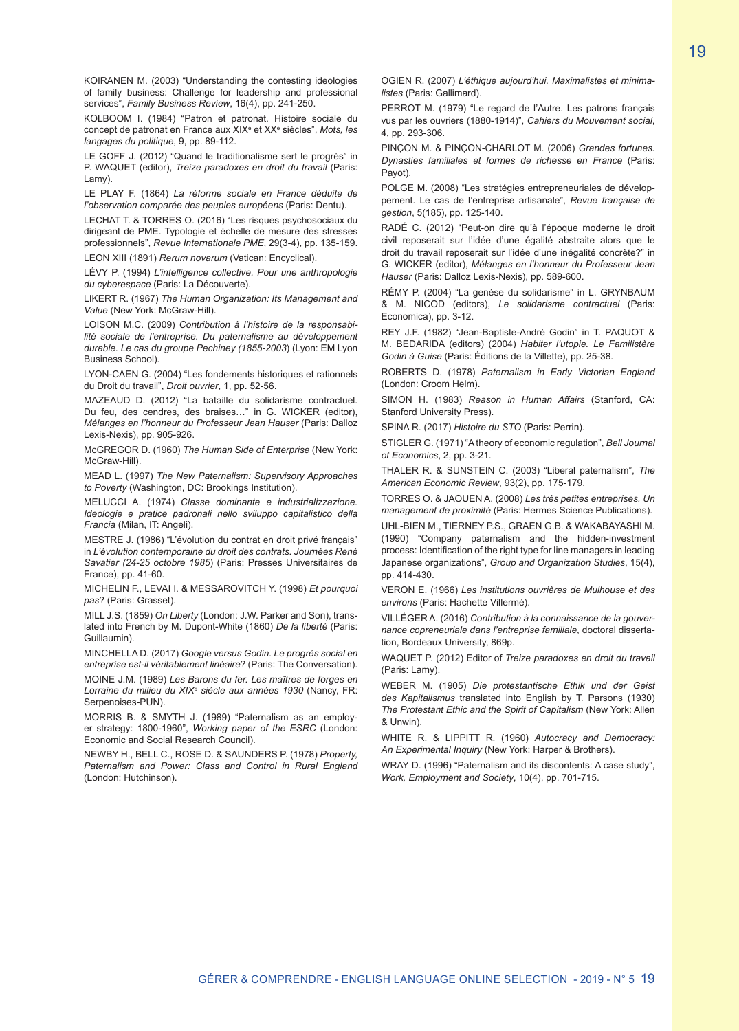KOIRANEN M. (2003) "Understanding the contesting ideologies of family business: Challenge for leadership and professional services", *Family Business Review*, 16(4), pp. 241-250.

KOLBOOM I. (1984) "Patron et patronat. Histoire sociale du concept de patronat en France aux XIXe et XXe siècles", *Mots, les langages du politique*, 9, pp. 89-112.

LE GOFF J. (2012) "Quand le traditionalisme sert le progrès" in P. WAQUET (editor), *Treize paradoxes en droit du travail* (Paris: Lamy).

LE PLAY F. (1864) *La réforme sociale en France déduite de l'observation comparée des peuples européens* (Paris: Dentu).

LECHAT T. & TORRES O. (2016) "Les risques psychosociaux du dirigeant de PME. Typologie et échelle de mesure des stresses professionnels", *Revue Internationale PME*, 29(3-4), pp. 135-159.

LEON XIII (1891) *Rerum novarum* (Vatican: Encyclical).

LÉVY P. (1994) *L'intelligence collective. Pour une anthropologie du cyberespace* (Paris: La Découverte).

LIKERT R. (1967) *The Human Organization: Its Management and Value* (New York: McGraw-Hill).

LOISON M.C. (2009) *Contribution à l'histoire de la responsabilité sociale de l'entreprise. Du paternalisme au développement durable. Le cas du groupe Pechiney (1855-2003)* (Lyon: EM Lyon Business School).

LYON-CAEN G. (2004) "Les fondements historiques et rationnels du Droit du travail", *Droit ouvrier*, 1, pp. 52-56.

MAZEAUD D. (2012) "La bataille du solidarisme contractuel. Du feu, des cendres, des braises…" in G. WICKER (editor), *Mélanges en l'honneur du Professeur Jean Hauser* (Paris: Dalloz Lexis-Nexis), pp. 905-926.

McGREGOR D. (1960) *The Human Side of Enterprise* (New York: McGraw-Hill).

MEAD L. (1997) *The New Paternalism: Supervisory Approaches to Poverty* (Washington, DC: Brookings Institution).

MELUCCI A. (1974) *Classe dominante e industrializzazione. Ideologie e pratice padronali nello sviluppo capitalistico della Francia* (Milan, IT: Angeli).

MESTRE J. (1986) "L'évolution du contrat en droit privé français" in *L'évolution contemporaine du droit des contrats. Journées René Savatier (24-25 octobre 1985)* (Paris: Presses Universitaires de France), pp. 41-60.

MICHELIN F., LEVAI I. & MESSAROVITCH Y. (1998) *Et pourquoi pas*? (Paris: Grasset).

MILL J.S. (1859) *On Liberty* (London: J.W. Parker and Son), translated into French by M. Dupont-White (1860) *De la liberté* (Paris: Guillaumin).

MINCHELLA D. (2017) *Google versus Godin. Le progrès social en entreprise est-il véritablement linéaire*? (Paris: The Conversation).

MOINE J.M. (1989) *Les Barons du fer. Les maîtres de forges en Lorraine du milieu du XIXe siècle aux années 1930* (Nancy, FR: Serpenoises-PUN).

MORRIS B. & SMYTH J. (1989) "Paternalism as an employer strategy: 1800-1960", *Working paper of the ESRC* (London: Economic and Social Research Council).

NEWBY H., BELL C., ROSE D. & SAUNDERS P. (1978) *Property, Paternalism and Power: Class and Control in Rural England* (London: Hutchinson).

OGIEN R. (2007) *L'éthique aujourd'hui. Maximalistes et minimalistes* (Paris: Gallimard).

PERROT M. (1979) "Le regard de l'Autre. Les patrons français vus par les ouvriers (1880-1914)", *Cahiers du Mouvement social*, 4, pp. 293-306.

PINÇON M. & PINÇON-CHARLOT M. (2006) *Grandes fortunes. Dynasties familiales et formes de richesse en France* (Paris: Payot).

POLGE M. (2008) "Les stratégies entrepreneuriales de développement. Le cas de l'entreprise artisanale", *Revue française de gestion*, 5(185), pp. 125-140.

RADÉ C. (2012) "Peut-on dire qu'à l'époque moderne le droit civil reposerait sur l'idée d'une égalité abstraite alors que le droit du travail reposerait sur l'idée d'une inégalité concrète?" in G. WICKER (editor), *Mélanges en l'honneur du Professeur Jean Hauser* (Paris: Dalloz Lexis-Nexis), pp. 589-600.

RÉMY P. (2004) "La genèse du solidarisme" in L. GRYNBAUM & M. NICOD (editors), *Le solidarisme contractuel* (Paris: Economica), pp. 3-12.

REY J.F. (1982) "Jean-Baptiste-André Godin" in T. PAQUOT & M. BEDARIDA (editors) (2004) *Habiter l'utopie. Le Familistère Godin à Guise* (Paris: Éditions de la Villette), pp. 25-38.

ROBERTS D. (1978) *Paternalism in Early Victorian England* (London: Croom Helm).

SIMON H. (1983) *Reason in Human Affairs* (Stanford, CA: Stanford University Press).

SPINA R. (2017) *Histoire du STO* (Paris: Perrin).

STIGLER G. (1971) "A theory of economic regulation", *Bell Journal of Economics*, 2, pp. 3-21.

THALER R. & SUNSTEIN C. (2003) "Liberal paternalism", *The American Economic Review*, 93(2), pp. 175-179.

TORRES O. & JAOUEN A. (2008) *Les très petites entreprises. Un management de proximité* (Paris: Hermes Science Publications).

UHL-BIEN M., TIERNEY P.S., GRAEN G.B. & WAKABAYASHI M. (1990) "Company paternalism and the hidden-investment process: Identification of the right type for line managers in leading Japanese organizations", *Group and Organization Studies*, 15(4), pp. 414-430.

VERON E. (1966) *Les institutions ouvrières de Mulhouse et des environs* (Paris: Hachette Villermé).

VILLÉGER A. (2016) *Contribution à la connaissance de la gouvernance copreneuriale dans l'entreprise familiale*, doctoral dissertation, Bordeaux University, 869p.

WAQUET P. (2012) Editor of *Treize paradoxes en droit du travail* (Paris: Lamy).

WEBER M. (1905) *Die protestantische Ethik und der Geist des Kapitalismus* translated into English by T. Parsons (1930) *The Protestant Ethic and the Spirit of Capitalism* (New York: Allen & Unwin).

WHITE R. & LIPPITT R. (1960) *Autocracy and Democracy: An Experimental Inquiry* (New York: Harper & Brothers).

WRAY D. (1996) "Paternalism and its discontents: A case study", *Work, Employment and Society*, 10(4), pp. 701-715.